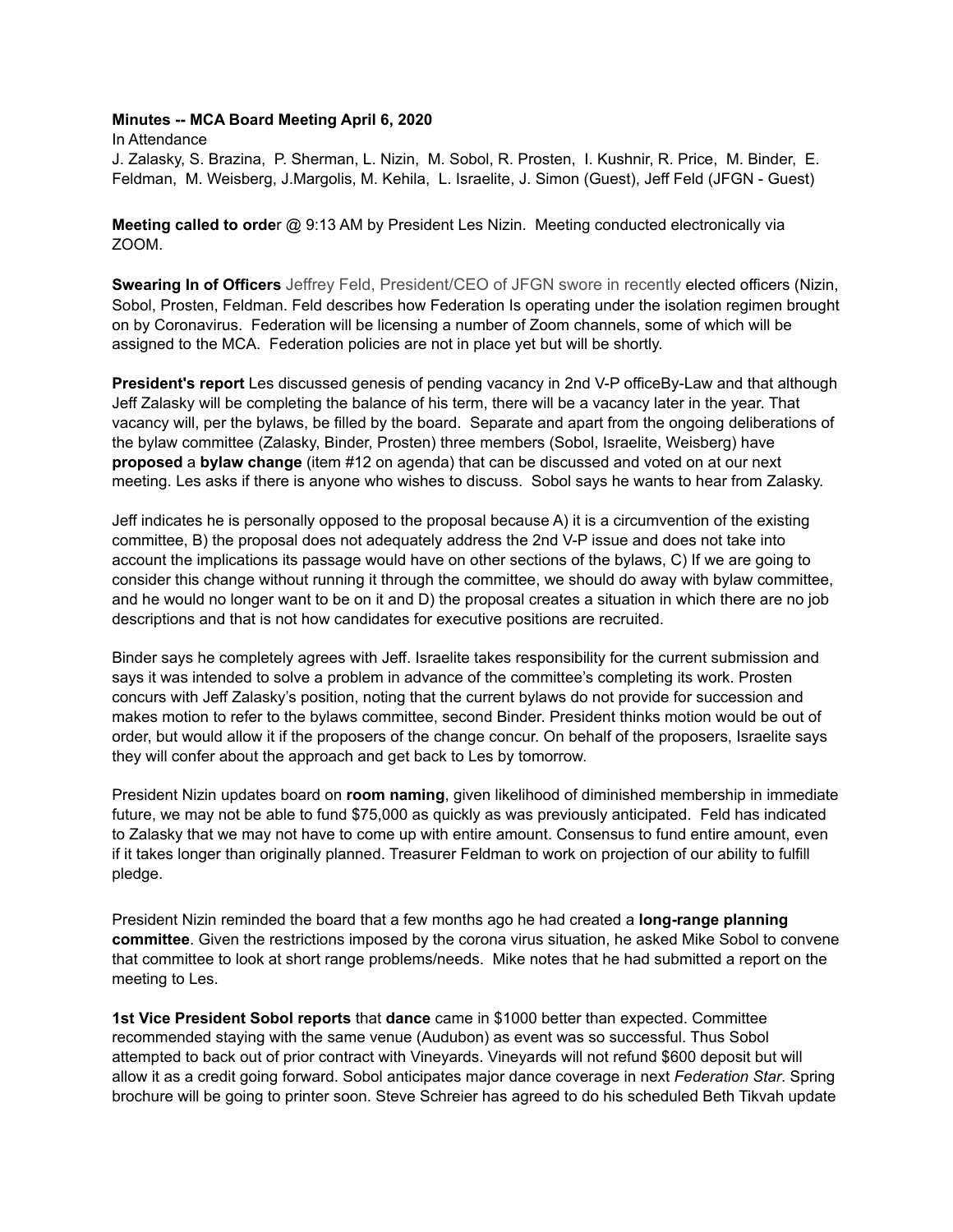**Minutes -- MCA Board Meeting April 6, 2020**

In Attendance

J. Zalasky, S. Brazina, P. Sherman, L. Nizin, M. Sobol, R. Prosten, I. Kushnir, R. Price, M. Binder, E. Feldman, M. Weisberg, J.Margolis, M. Kehila, L. Israelite, J. Simon (Guest), Jeff Feld (JFGN - Guest)

**Meeting called to orde**r @ 9:13 AM by President Les Nizin. Meeting conducted electronically via ZOOM.

**Swearing In of Officers** Jeffrey Feld, President/CEO of JFGN swore in recently elected officers (Nizin, Sobol, Prosten, Feldman. Feld describes how Federation Is operating under the isolation regimen brought on by Coronavirus. Federation will be licensing a number of Zoom channels, some of which will be assigned to the MCA. Federation policies are not in place yet but will be shortly.

**President's report** Les discussed genesis of pending vacancy in 2nd V-P officeBy-Law and that although Jeff Zalasky will be completing the balance of his term, there will be a vacancy later in the year. That vacancy will, per the bylaws, be filled by the board. Separate and apart from the ongoing deliberations of the bylaw committee (Zalasky, Binder, Prosten) three members (Sobol, Israelite, Weisberg) have **proposed** a **bylaw change** (item #12 on agenda) that can be discussed and voted on at our next meeting. Les asks if there is anyone who wishes to discuss. Sobol says he wants to hear from Zalasky.

Jeff indicates he is personally opposed to the proposal because A) it is a circumvention of the existing committee, B) the proposal does not adequately address the 2nd V-P issue and does not take into account the implications its passage would have on other sections of the bylaws, C) If we are going to consider this change without running it through the committee, we should do away with bylaw committee, and he would no longer want to be on it and D) the proposal creates a situation in which there are no job descriptions and that is not how candidates for executive positions are recruited.

Binder says he completely agrees with Jeff. Israelite takes responsibility for the current submission and says it was intended to solve a problem in advance of the committee's completing its work. Prosten concurs with Jeff Zalasky's position, noting that the current bylaws do not provide for succession and makes motion to refer to the bylaws committee, second Binder. President thinks motion would be out of order, but would allow it if the proposers of the change concur. On behalf of the proposers, Israelite says they will confer about the approach and get back to Les by tomorrow.

President Nizin updates board on **room naming**, given likelihood of diminished membership in immediate future, we may not be able to fund $75,000 as quickly as was previously anticipated. Feld has indicated to Zalasky that we may not have to come up with entire amount. Consensus to fund entire amount, even if it takes longer than originally planned. Treasurer Feldman to work on projection of our ability to fulfill pledge.

President Nizin reminded the board that a few months ago he had created a **long-range planning committee**. Given the restrictions imposed by the corona virus situation, he asked Mike Sobol to convene that committee to look at short range problems/needs. Mike notes that he had submitted a report on the meeting to Les.

**1st Vice President Sobol reports** that **dance** came in $1000 better than expected. Committee recommended staying with the same venue (Audubon) as event was so successful. Thus Sobol attempted to back out of prior contract with Vineyards. Vineyards will not refund $600 deposit but will allow it as a credit going forward. Sobol anticipates major dance coverage in next *Federation Star*. Spring brochure will be going to printer soon. Steve Schreier has agreed to do his scheduled Beth Tikvah update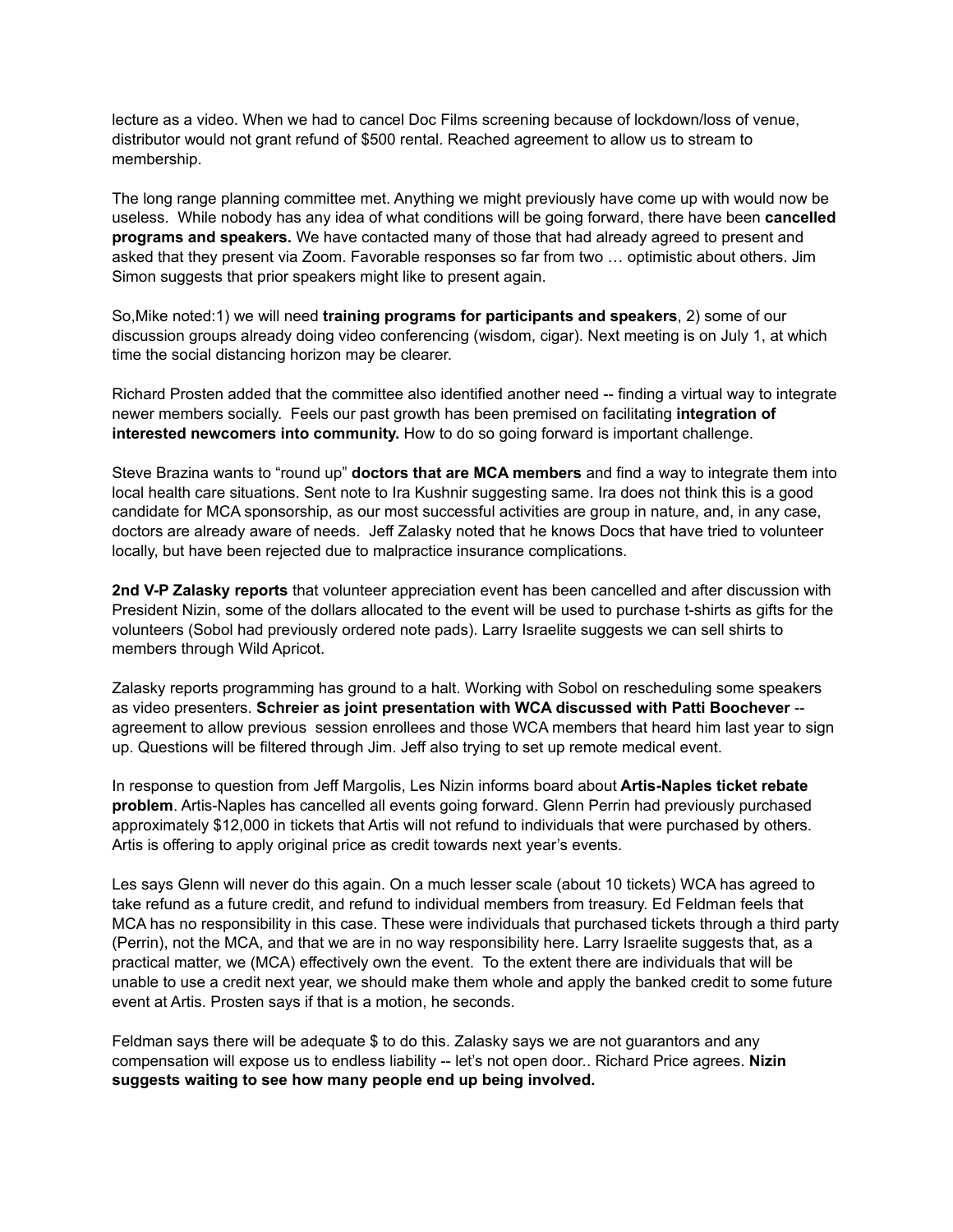lecture as a video. When we had to cancel Doc Films screening because of lockdown/loss of venue, distributor would not grant refund of $500 rental. Reached agreement to allow us to stream to membership.

The long range planning committee met. Anything we might previously have come up with would now be useless. While nobody has any idea of what conditions will be going forward, there have been **cancelled programs and speakers.** We have contacted many of those that had already agreed to present and asked that they present via Zoom. Favorable responses so far from two … optimistic about others. Jim Simon suggests that prior speakers might like to present again.

So,Mike noted:1) we will need **training programs for participants and speakers**, 2) some of our discussion groups already doing video conferencing (wisdom, cigar). Next meeting is on July 1, at which time the social distancing horizon may be clearer.

Richard Prosten added that the committee also identified another need -- finding a virtual way to integrate newer members socially. Feels our past growth has been premised on facilitating **integration of interested newcomers into community.** How to do so going forward is important challenge.

Steve Brazina wants to "round up" **doctors that are MCA members** and find a way to integrate them into local health care situations. Sent note to Ira Kushnir suggesting same. Ira does not think this is a good candidate for MCA sponsorship, as our most successful activities are group in nature, and, in any case, doctors are already aware of needs. Jeff Zalasky noted that he knows Docs that have tried to volunteer locally, but have been rejected due to malpractice insurance complications.

**2nd V-P Zalasky reports** that volunteer appreciation event has been cancelled and after discussion with President Nizin, some of the dollars allocated to the event will be used to purchase t-shirts as gifts for the volunteers (Sobol had previously ordered note pads). Larry Israelite suggests we can sell shirts to members through Wild Apricot.

Zalasky reports programming has ground to a halt. Working with Sobol on rescheduling some speakers as video presenters. **Schreier as joint presentation with WCA discussed with Patti Boochever** -- agreement to allow previous session enrollees and those WCA members that heard him last year to sign up. Questions will be filtered through Jim. Jeff also trying to set up remote medical event.

In response to question from Jeff Margolis, Les Nizin informs board about **Artis-Naples ticket rebate problem**. Artis-Naples has cancelled all events going forward. Glenn Perrin had previously purchased approximately $12,000 in tickets that Artis will not refund to individuals that were purchased by others. Artis is offering to apply original price as credit towards next year's events.

Les says Glenn will never do this again. On a much lesser scale (about 10 tickets) WCA has agreed to take refund as a future credit, and refund to individual members from treasury. Ed Feldman feels that MCA has no responsibility in this case. These were individuals that purchased tickets through a third party (Perrin), not the MCA, and that we are in no way responsibility here. Larry Israelite suggests that, as a practical matter, we (MCA) effectively own the event. To the extent there are individuals that will be unable to use a credit next year, we should make them whole and apply the banked credit to some future event at Artis. Prosten says if that is a motion, he seconds.

Feldman says there will be adequate $ to do this. Zalasky says we are not guarantors and any compensation will expose us to endless liability -- let's not open door.. Richard Price agrees. **Nizin suggests waiting to see how many people end up being involved.**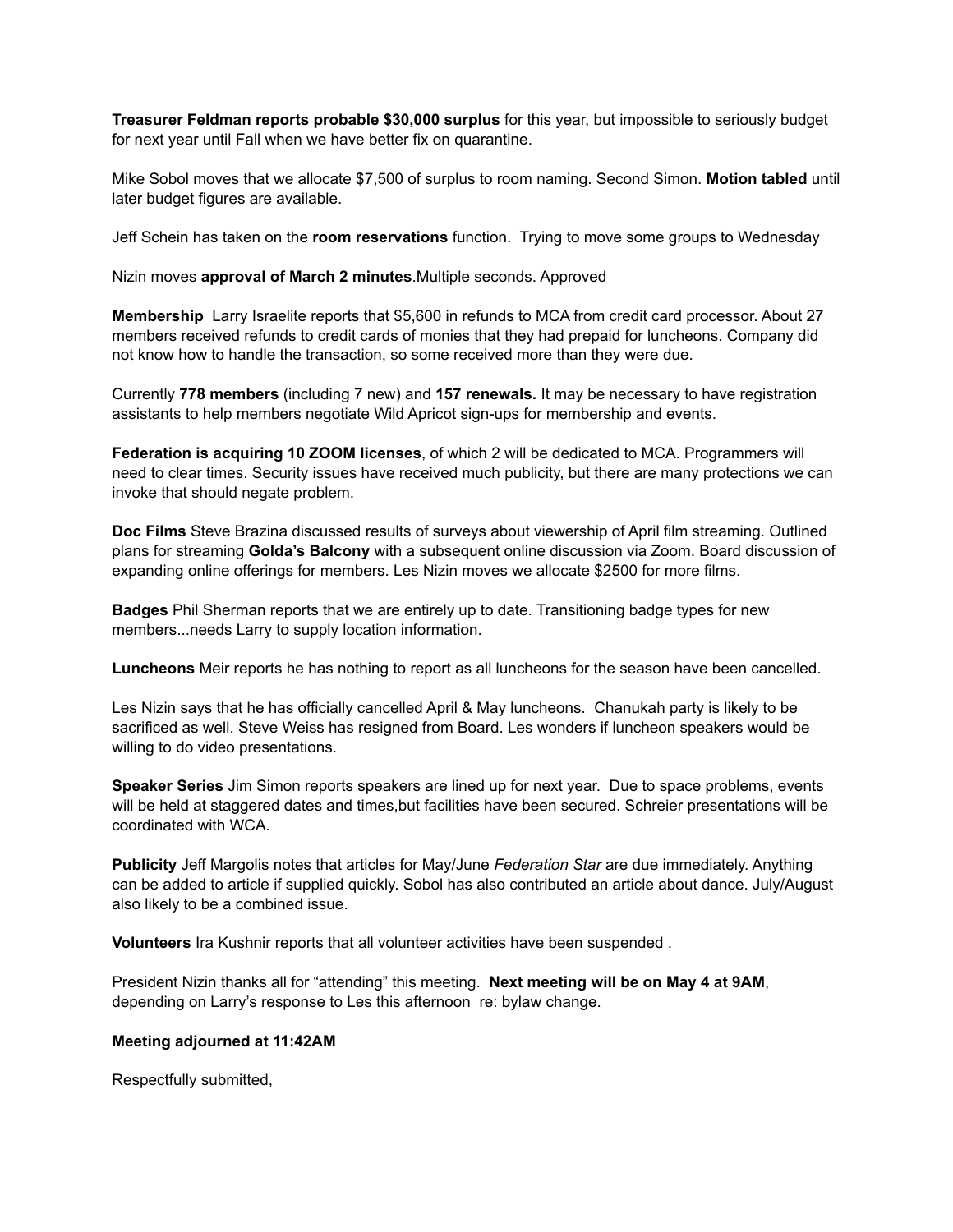**Treasurer Feldman reports probable $30,000 surplus** for this year, but impossible to seriously budget for next year until Fall when we have better fix on quarantine.

Mike Sobol moves that we allocate $7,500 of surplus to room naming. Second Simon. **Motion tabled** until later budget figures are available.

Jeff Schein has taken on the **room reservations** function. Trying to move some groups to Wednesday

Nizin moves **approval of March 2 minutes**.Multiple seconds. Approved

**Membership** Larry Israelite reports that $5,600 in refunds to MCA from credit card processor. About 27 members received refunds to credit cards of monies that they had prepaid for luncheons. Company did not know how to handle the transaction, so some received more than they were due.

Currently **778 members** (including 7 new) and **157 renewals.** It may be necessary to have registration assistants to help members negotiate Wild Apricot sign-ups for membership and events.

**Federation is acquiring 10 ZOOM licenses**, of which 2 will be dedicated to MCA. Programmers will need to clear times. Security issues have received much publicity, but there are many protections we can invoke that should negate problem.

**Doc Films** Steve Brazina discussed results of surveys about viewership of April film streaming. Outlined plans for streaming **Golda's Balcony** with a subsequent online discussion via Zoom. Board discussion of expanding online offerings for members. Les Nizin moves we allocate $2500 for more films.

**Badges** Phil Sherman reports that we are entirely up to date. Transitioning badge types for new members...needs Larry to supply location information.

**Luncheons** Meir reports he has nothing to report as all luncheons for the season have been cancelled.

Les Nizin says that he has officially cancelled April & May luncheons. Chanukah party is likely to be sacrificed as well. Steve Weiss has resigned from Board. Les wonders if luncheon speakers would be willing to do video presentations.

**Speaker Series** Jim Simon reports speakers are lined up for next year. Due to space problems, events will be held at staggered dates and times,but facilities have been secured. Schreier presentations will be coordinated with WCA.

**Publicity** Jeff Margolis notes that articles for May/June *Federation Star* are due immediately. Anything can be added to article if supplied quickly. Sobol has also contributed an article about dance. July/August also likely to be a combined issue.

**Volunteers** Ira Kushnir reports that all volunteer activities have been suspended .

President Nizin thanks all for "attending" this meeting. **Next meeting will be on May 4 at 9AM**, depending on Larry's response to Les this afternoon re: bylaw change.

**Meeting adjourned at 11:42AM**

Respectfully submitted,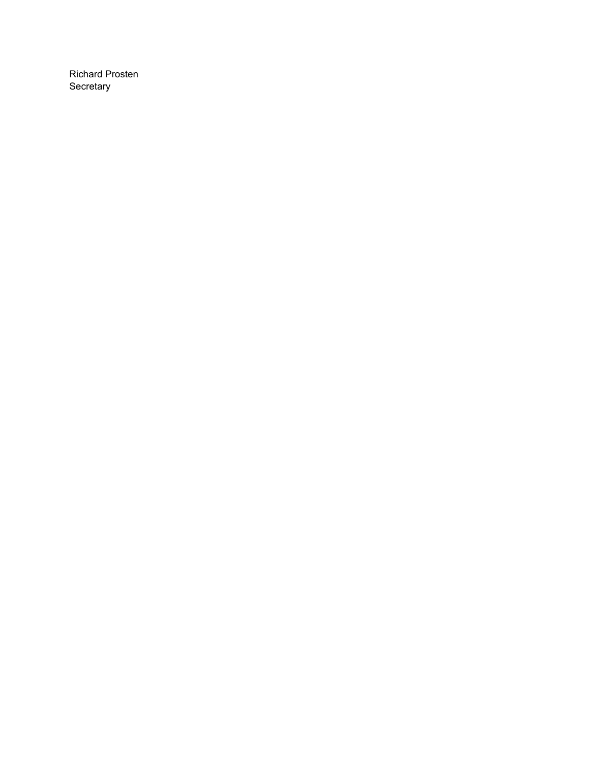Richard Prosten
Secretary